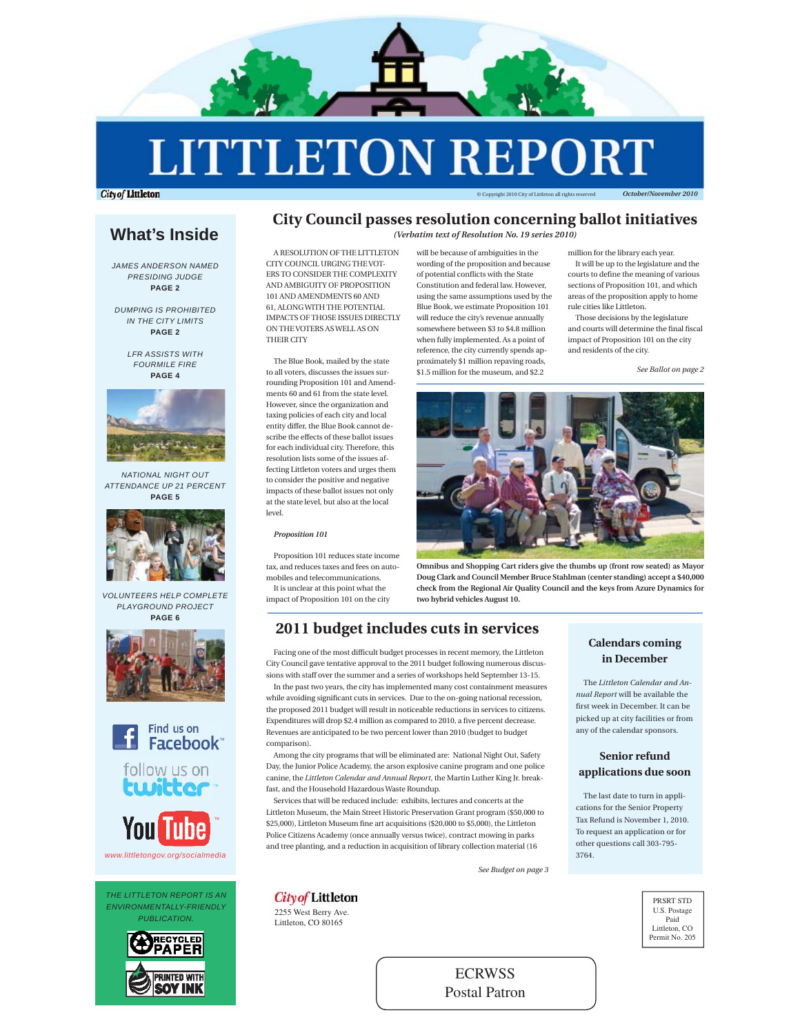# LITTLETON REPORT

City of Littleton

© Copyright 2010 City of Littleton all rights reserved

*October/November 2010*

## What's Inside

JAMES ANDERSON NAMED PRESIDING JUDGE
**PAGE 2**

DUMPING IS PROHIBITED IN THE CITY LIMITS
**PAGE 2**

LFR ASSISTS WITH FOURMILE FIRE
**PAGE 4**

NATIONAL NIGHT OUT ATTENDANCE UP 21 PERCENT
**PAGE 5**

VOLUNTEERS HELP COMPLETE PLAYGROUND PROJECT
**PAGE 6**

Find us on Facebook

follow us on twitter

YouTube

www.littletongov.org/socialmedia

THE LITTLETON REPORT IS AN ENVIRONMENTALLY-FRIENDLY PUBLICATION.

RECYCLED PAPER

PRINTED WITH SOY INK

## City Council passes resolution concerning ballot initiatives

***(Verbatim text of Resolution No. 19 series 2010)***

A RESOLUTION OF THE LITTLETON CITY COUNCIL URGING THE VOTERS TO CONSIDER THE COMPLEXITY AND AMBIGUITY OF PROPOSITION 101 AND AMENDMENTS 60 AND 61, ALONG WITH THE POTENTIAL IMPACTS OF THOSE ISSUES DIRECTLY ON THE VOTERS AS WELL AS ON THEIR CITY

The Blue Book, mailed by the state to all voters, discusses the issues surrounding Proposition 101 and Amendments 60 and 61 from the state level. However, since the organization and taxing policies of each city and local entity differ, the Blue Book cannot describe the effects of these ballot issues for each individual city. Therefore, this resolution lists some of the issues affecting Littleton voters and urges them to consider the positive and negative impacts of these ballot issues not only at the state level, but also at the local level.

***Proposition 101***

Proposition 101 reduces state income tax, and reduces taxes and fees on automobiles and telecommunications.

It is unclear at this point what the impact of Proposition 101 on the city will be because of ambiguities in the wording of the proposition and because of potential conflicts with the State Constitution and federal law. However, using the same assumptions used by the Blue Book, we estimate Proposition 101 will reduce the city's revenue annually somewhere between $3 to $4.8 million when fully implemented. As a point of reference, the city currently spends approximately $1 million repaving roads, $1.5 million for the museum, and $2.2 million for the library each year.

It will be up to the legislature and the courts to define the meaning of various sections of Proposition 101, and which areas of the proposition apply to home rule cities like Littleton.

Those decisions by the legislature and courts will determine the final fiscal impact of Proposition 101 on the city and residents of the city.

*See Ballot on page 2*

**Omnibus and Shopping Cart riders give the thumbs up (front row seated) as Mayor Doug Clark and Council Member Bruce Stahlman (center standing) accept a $40,000 check from the Regional Air Quality Council and the keys from Azure Dynamics for two hybrid vehicles August 10.**

## 2011 budget includes cuts in services

Facing one of the most difficult budget processes in recent memory, the Littleton City Council gave tentative approval to the 2011 budget following numerous discussions with staff over the summer and a series of workshops held September 13-15.

In the past two years, the city has implemented many cost containment measures while avoiding significant cuts in services. Due to the on-going national recession, the proposed 2011 budget will result in noticeable reductions in services to citizens. Expenditures will drop $2.4 million as compared to 2010, a five percent decrease. Revenues are anticipated to be two percent lower than 2010 (budget to budget comparison).

Among the city programs that will be eliminated are: National Night Out, Safety Day, the Junior Police Academy, the arson explosive canine program and one police canine, the *Littleton Calendar and Annual Report*, the Martin Luther King Jr. breakfast, and the Household Hazardous Waste Roundup.

Services that will be reduced include: exhibits, lectures and concerts at the Littleton Museum, the Main Street Historic Preservation Grant program ($50,000 to $25,000), Littleton Museum fine art acquisitions ($20,000 to $5,000), the Littleton Police Citizens Academy (once annually versus twice), contract mowing in parks and tree planting, and a reduction in acquisition of library collection material (16

*See Budget on page 3*

### Calendars coming in December

The *Littleton Calendar and Annual Report* will be available the first week in December. It can be picked up at city facilities or from any of the calendar sponsors.

### Senior refund applications due soon

The last date to turn in applications for the Senior Property Tax Refund is November 1, 2010. To request an application or for other questions call 303-795-3764.

City of Littleton
2255 West Berry Ave.
Littleton, CO 80165

PRSRT STD
U.S. Postage
Paid
Littleton, CO
Permit No. 205

ECRWSS
Postal Patron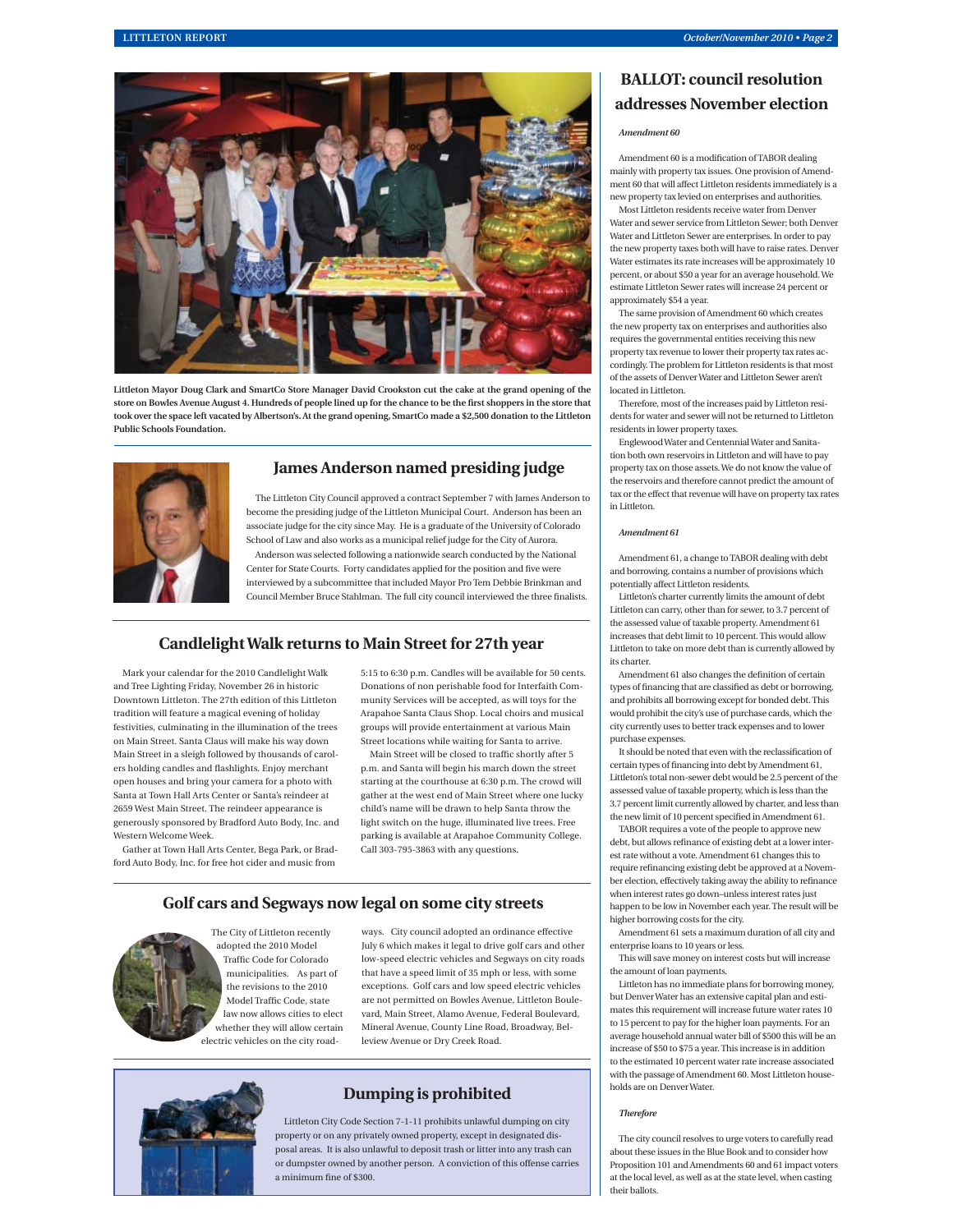Littleton Mayor Doug Clark and SmartCo Store Manager David Crookston cut the cake at the grand opening of the store on Bowles Avenue August 4. Hundreds of people lined up for the chance to be the first shoppers in the store that took over the space left vacated by Albertson's. At the grand opening, SmartCo made a $2,500 donation to the Littleton Public Schools Foundation.

## James Anderson named presiding judge

The Littleton City Council approved a contract September 7 with James Anderson to become the presiding judge of the Littleton Municipal Court. Anderson has been an associate judge for the city since May. He is a graduate of the University of Colorado School of Law and also works as a municipal relief judge for the City of Aurora.

Anderson was selected following a nationwide search conducted by the National Center for State Courts. Forty candidates applied for the position and five were interviewed by a subcommittee that included Mayor Pro Tem Debbie Brinkman and Council Member Bruce Stahlman. The full city council interviewed the three finalists.

## Candlelight Walk returns to Main Street for 27th year

Mark your calendar for the 2010 Candlelight Walk and Tree Lighting Friday, November 26 in historic Downtown Littleton. The 27th edition of this Littleton tradition will feature a magical evening of holiday festivities, culminating in the illumination of the trees on Main Street. Santa Claus will make his way down Main Street in a sleigh followed by thousands of carolers holding candles and flashlights. Enjoy merchant open houses and bring your camera for a photo with Santa at Town Hall Arts Center or Santa's reindeer at 2659 West Main Street. The reindeer appearance is generously sponsored by Bradford Auto Body, Inc. and Western Welcome Week.

Gather at Town Hall Arts Center, Bega Park, or Bradford Auto Body, Inc. for free hot cider and music from 5:15 to 6:30 p.m. Candles will be available for 50 cents. Donations of non perishable food for Interfaith Community Services will be accepted, as will toys for the Arapahoe Santa Claus Shop. Local choirs and musical groups will provide entertainment at various Main Street locations while waiting for Santa to arrive.

Main Street will be closed to traffic shortly after 5 p.m. and Santa will begin his march down the street starting at the courthouse at 6:30 p.m. The crowd will gather at the west end of Main Street where one lucky child's name will be drawn to help Santa throw the light switch on the huge, illuminated live trees. Free parking is available at Arapahoe Community College. Call 303-795-3863 with any questions.

## Golf cars and Segways now legal on some city streets

The City of Littleton recently adopted the 2010 Model Traffic Code for Colorado municipalities. As part of the revisions to the 2010 Model Traffic Code, state law now allows cities to elect whether they will allow certain electric vehicles on the city roadways. City council adopted an ordinance effective July 6 which makes it legal to drive golf cars and other low-speed electric vehicles and Segways on city roads that have a speed limit of 35 mph or less, with some exceptions. Golf cars and low speed electric vehicles are not permitted on Bowles Avenue, Littleton Boulevard, Main Street, Alamo Avenue, Federal Boulevard, Mineral Avenue, County Line Road, Broadway, Belleview Avenue or Dry Creek Road.

## Dumping is prohibited

Littleton City Code Section 7-1-11 prohibits unlawful dumping on city property or on any privately owned property, except in designated disposal areas. It is also unlawful to deposit trash or litter into any trash can or dumpster owned by another person. A conviction of this offense carries a minimum fine of $300.

## BALLOT: council resolution addresses November election

*Amendment 60*

Amendment 60 is a modification of TABOR dealing mainly with property tax issues. One provision of Amendment 60 that will affect Littleton residents immediately is a new property tax levied on enterprises and authorities.

Most Littleton residents receive water from Denver Water and sewer service from Littleton Sewer; both Denver Water and Littleton Sewer are enterprises. In order to pay the new property taxes both will have to raise rates. Denver Water estimates its rate increases will be approximately 10 percent, or about $50 a year for an average household. We estimate Littleton Sewer rates will increase 24 percent or approximately $54 a year.

The same provision of Amendment 60 which creates the new property tax on enterprises and authorities also requires the governmental entities receiving this new property tax revenue to lower their property tax rates accordingly. The problem for Littleton residents is that most of the assets of Denver Water and Littleton Sewer aren't located in Littleton.

Therefore, most of the increases paid by Littleton residents for water and sewer will not be returned to Littleton residents in lower property taxes.

Englewood Water and Centennial Water and Sanitation both own reservoirs in Littleton and will have to pay property tax on those assets. We do not know the value of the reservoirs and therefore cannot predict the amount of tax or the effect that revenue will have on property tax rates in Littleton.

*Amendment 61*

Amendment 61, a change to TABOR dealing with debt and borrowing, contains a number of provisions which potentially affect Littleton residents.

Littleton's charter currently limits the amount of debt Littleton can carry, other than for sewer, to 3.7 percent of the assessed value of taxable property. Amendment 61 increases that debt limit to 10 percent. This would allow Littleton to take on more debt than is currently allowed by its charter.

Amendment 61 also changes the definition of certain types of financing that are classified as debt or borrowing, and prohibits all borrowing except for bonded debt. This would prohibit the city's use of purchase cards, which the city currently uses to better track expenses and to lower purchase expenses.

It should be noted that even with the reclassification of certain types of financing into debt by Amendment 61, Littleton's total non-sewer debt would be 2.5 percent of the assessed value of taxable property, which is less than the 3.7 percent limit currently allowed by charter, and less than the new limit of 10 percent specified in Amendment 61.

TABOR requires a vote of the people to approve new debt, but allows refinance of existing debt at a lower interest rate without a vote. Amendment 61 changes this to require refinancing existing debt be approved at a November election, effectively taking away the ability to refinance when interest rates go down–unless interest rates just happen to be low in November each year. The result will be higher borrowing costs for the city.

Amendment 61 sets a maximum duration of all city and enterprise loans to 10 years or less.

This will save money on interest costs but will increase the amount of loan payments.

Littleton has no immediate plans for borrowing money, but Denver Water has an extensive capital plan and estimates this requirement will increase future water rates 10 to 15 percent to pay for the higher loan payments. For an average household annual water bill of $500 this will be an increase of $50 to $75 a year. This increase is in addition to the estimated 10 percent water rate increase associated with the passage of Amendment 60. Most Littleton households are on Denver Water.

*Therefore*

The city council resolves to urge voters to carefully read about these issues in the Blue Book and to consider how Proposition 101 and Amendments 60 and 61 impact voters at the local level, as well as at the state level, when casting their ballots.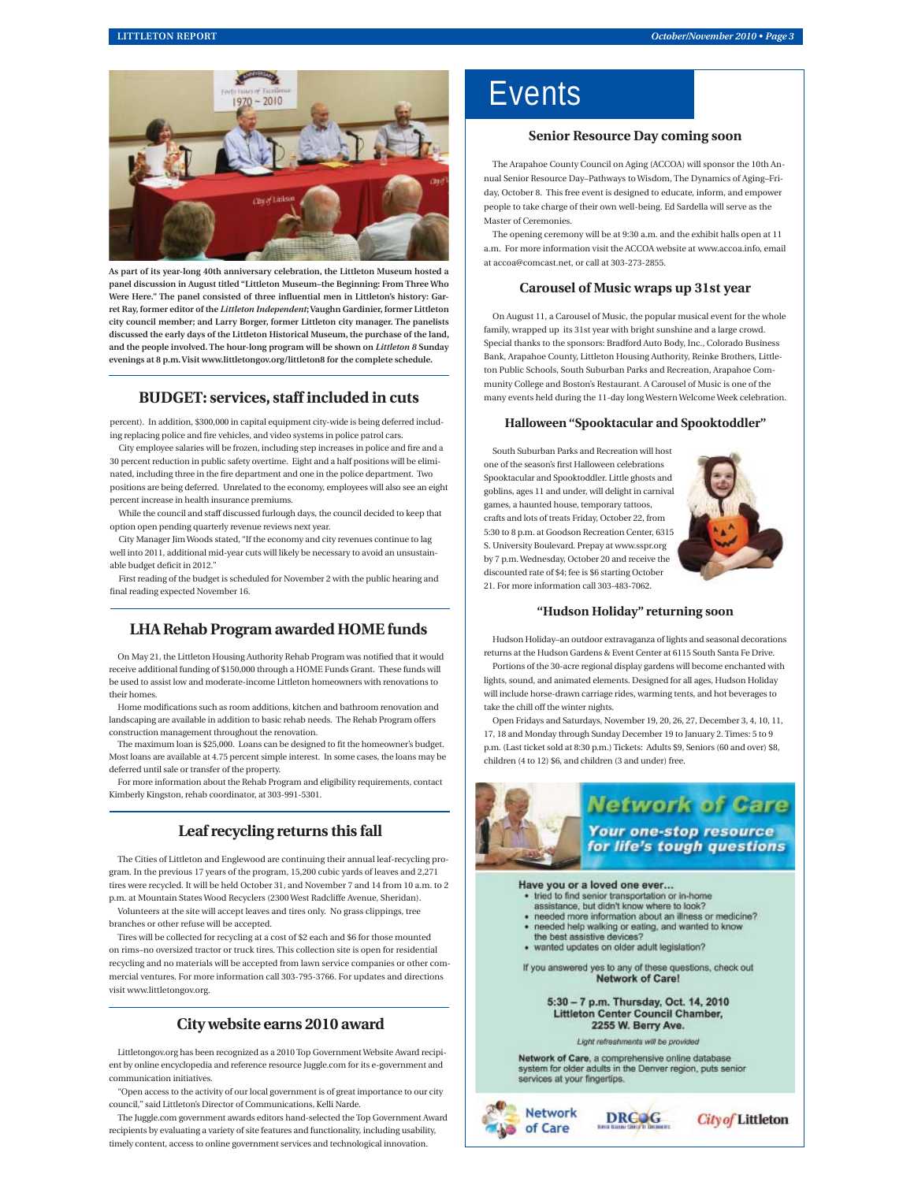As part of its year-long 40th anniversary celebration, the Littleton Museum hosted a panel discussion in August titled "Littleton Museum–the Beginning: From Three Who Were Here." The panel consisted of three influential men in Littleton's history: Garret Ray, former editor of the *Littleton Independent*; Vaughn Gardinier, former Littleton city council member; and Larry Borger, former Littleton city manager. The panelists discussed the early days of the Littleton Historical Museum, the purchase of the land, and the people involved. The hour-long program will be shown on *Littleton 8* Sunday evenings at 8 p.m. Visit www.littletongov.org/littleton8 for the complete schedule.

## BUDGET: services, staff included in cuts

percent). In addition, $300,000 in capital equipment city-wide is being deferred including replacing police and fire vehicles, and video systems in police patrol cars.

City employee salaries will be frozen, including step increases in police and fire and a 30 percent reduction in public safety overtime. Eight and a half positions will be eliminated, including three in the fire department and one in the police department. Two positions are being deferred. Unrelated to the economy, employees will also see an eight percent increase in health insurance premiums.

While the council and staff discussed furlough days, the council decided to keep that option open pending quarterly revenue reviews next year.

City Manager Jim Woods stated, "If the economy and city revenues continue to lag well into 2011, additional mid-year cuts will likely be necessary to avoid an unsustainable budget deficit in 2012."

First reading of the budget is scheduled for November 2 with the public hearing and final reading expected November 16.

## LHA Rehab Program awarded HOME funds

On May 21, the Littleton Housing Authority Rehab Program was notified that it would receive additional funding of $150,000 through a HOME Funds Grant. These funds will be used to assist low and moderate-income Littleton homeowners with renovations to their homes.

Home modifications such as room additions, kitchen and bathroom renovation and landscaping are available in addition to basic rehab needs. The Rehab Program offers construction management throughout the renovation.

The maximum loan is $25,000. Loans can be designed to fit the homeowner's budget. Most loans are available at 4.75 percent simple interest. In some cases, the loans may be deferred until sale or transfer of the property.

For more information about the Rehab Program and eligibility requirements, contact Kimberly Kingston, rehab coordinator, at 303-991-5301.

## Leaf recycling returns this fall

The Cities of Littleton and Englewood are continuing their annual leaf-recycling program. In the previous 17 years of the program, 15,200 cubic yards of leaves and 2,271 tires were recycled. It will be held October 31, and November 7 and 14 from 10 a.m. to 2 p.m. at Mountain States Wood Recyclers (2300 West Radcliffe Avenue, Sheridan).

Volunteers at the site will accept leaves and tires only. No grass clippings, tree branches or other refuse will be accepted.

Tires will be collected for recycling at a cost of $2 each and $6 for those mounted on rims–no oversized tractor or truck tires. This collection site is open for residential recycling and no materials will be accepted from lawn service companies or other commercial ventures. For more information call 303-795-3766. For updates and directions visit www.littletongov.org.

## City website earns 2010 award

Littletongov.org has been recognized as a 2010 Top Government Website Award recipient by online encyclopedia and reference resource Juggle.com for its e-government and communication initiatives.

"Open access to the activity of our local government is of great importance to our city council," said Littleton's Director of Communications, Kelli Narde.

The Juggle.com government awards editors hand-selected the Top Government Award recipients by evaluating a variety of site features and functionality, including usability, timely content, access to online government services and technological innovation.

# Events

### Senior Resource Day coming soon

The Arapahoe County Council on Aging (ACCOA) will sponsor the 10th Annual Senior Resource Day–Pathways to Wisdom, The Dynamics of Aging–Friday, October 8. This free event is designed to educate, inform, and empower people to take charge of their own well-being. Ed Sardella will serve as the Master of Ceremonies.

The opening ceremony will be at 9:30 a.m. and the exhibit halls open at 11 a.m. For more information visit the ACCOA website at www.accoa.info, email at accoa@comcast.net, or call at 303-273-2855.

### Carousel of Music wraps up 31st year

On August 11, a Carousel of Music, the popular musical event for the whole family, wrapped up its 31st year with bright sunshine and a large crowd. Special thanks to the sponsors: Bradford Auto Body, Inc., Colorado Business Bank, Arapahoe County, Littleton Housing Authority, Reinke Brothers, Littleton Public Schools, South Suburban Parks and Recreation, Arapahoe Community College and Boston's Restaurant. A Carousel of Music is one of the many events held during the 11-day long Western Welcome Week celebration.

### Halloween "Spooktacular and Spooktoddler"

South Suburban Parks and Recreation will host one of the season's first Halloween celebrations Spooktacular and Spooktoddler. Little ghosts and goblins, ages 11 and under, will delight in carnival games, a haunted house, temporary tattoos, crafts and lots of treats Friday, October 22, from 5:30 to 8 p.m. at Goodson Recreation Center, 6315 S. University Boulevard. Prepay at www.sspr.org by 7 p.m. Wednesday, October 20 and receive the discounted rate of $4; fee is $6 starting October 21. For more information call 303-483-7062.

### "Hudson Holiday" returning soon

Hudson Holiday–an outdoor extravaganza of lights and seasonal decorations returns at the Hudson Gardens & Event Center at 6115 South Santa Fe Drive.

Portions of the 30-acre regional display gardens will become enchanted with lights, sound, and animated elements. Designed for all ages, Hudson Holiday will include horse-drawn carriage rides, warming tents, and hot beverages to take the chill off the winter nights.

Open Fridays and Saturdays, November 19, 20, 26, 27, December 3, 4, 10, 11, 17, 18 and Monday through Sunday December 19 to January 2. Times: 5 to 9 p.m. (Last ticket sold at 8:30 p.m.) Tickets: Adults $9, Seniors (60 and over) $8, children (4 to 12) $6, and children (3 and under) free.

### Network of Care

**Your one-stop resource for life's tough questions**

**Have you or a loved one ever...**

- tried to find senior transportation or in-home assistance, but didn't know where to look?
- needed more information about an illness or medicine?
- needed help walking or eating, and wanted to know the best assistive devices?
- wanted updates on older adult legislation?

If you answered yes to any of these questions, check out **Network of Care!**

**5:30 – 7 p.m. Thursday, Oct. 14, 2010**
**Littleton Center Council Chamber,**
**2255 W. Berry Ave.**

*Light refreshments will be provided*

**Network of Care**, a comprehensive online database system for older adults in the Denver region, puts senior services at your fingertips.

Network of Care | DRCOG | City of Littleton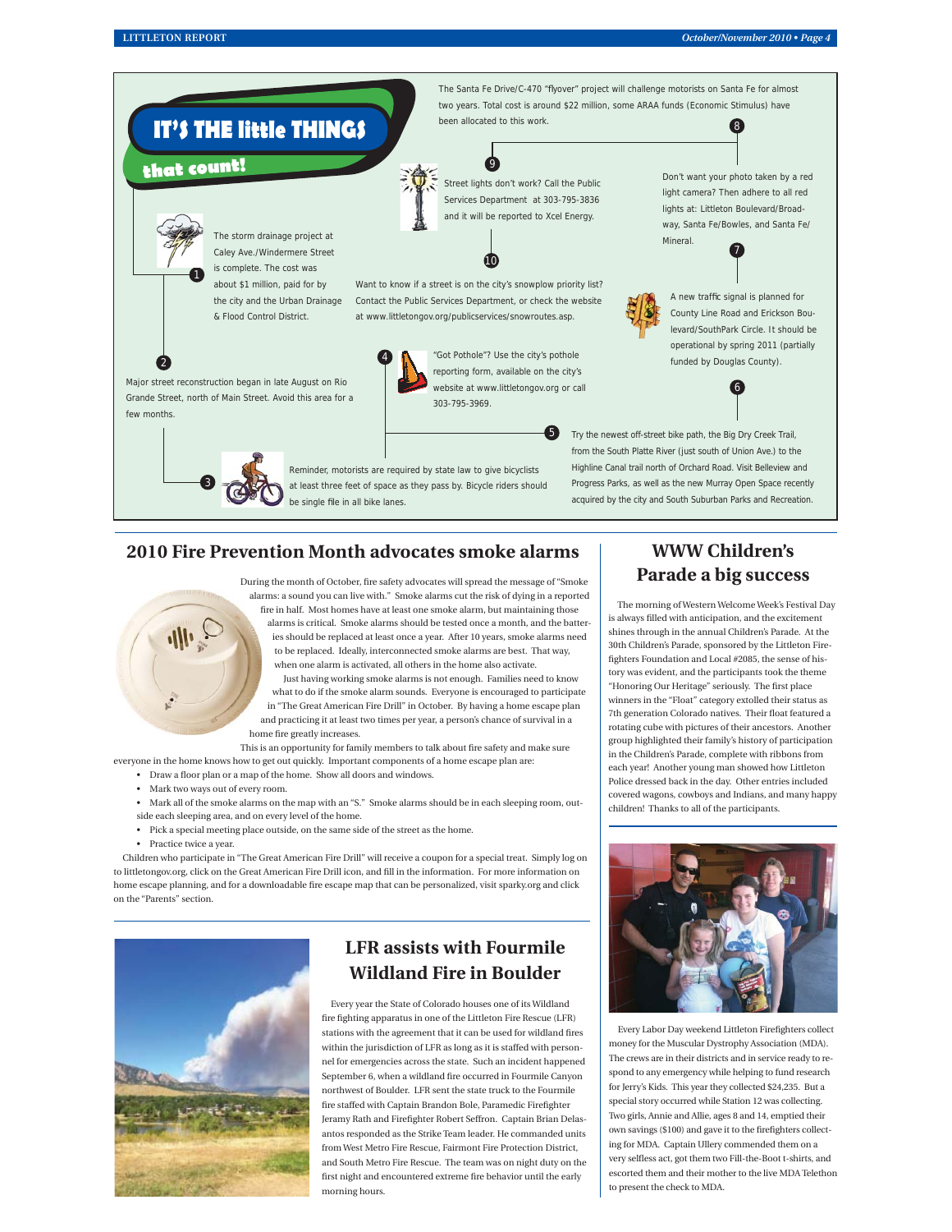# IT'S THE little THINGS that count!

1. The storm drainage project at Caley Ave./Windermere Street is complete. The cost was about $1 million, paid for by the city and the Urban Drainage & Flood Control District.

2. Major street reconstruction began in late August on Rio Grande Street, north of Main Street. Avoid this area for a few months.

3. Reminder, motorists are required by state law to give bicyclists at least three feet of space as they pass by. Bicycle riders should be single file in all bike lanes.

4. "Got Pothole"? Use the city's pothole reporting form, available on the city's website at www.littletongov.org or call 303-795-3969.

5. Try the newest off-street bike path, the Big Dry Creek Trail, from the South Platte River (just south of Union Ave.) to the Highline Canal trail north of Orchard Road. Visit Belleview and Progress Parks, as well as the new Murray Open Space recently acquired by the city and South Suburban Parks and Recreation.

6. A new traffic signal is planned for County Line Road and Erickson Boulevard/SouthPark Circle. It should be operational by spring 2011 (partially funded by Douglas County).

7. Don't want your photo taken by a red light camera? Then adhere to all red lights at: Littleton Boulevard/Broadway, Santa Fe/Bowles, and Santa Fe/Mineral.

8. The Santa Fe Drive/C-470 "flyover" project will challenge motorists on Santa Fe for almost two years. Total cost is around $22 million, some ARAA funds (Economic Stimulus) have been allocated to this work.

9. Street lights don't work? Call the Public Services Department at 303-795-3836 and it will be reported to Xcel Energy.

10. Want to know if a street is on the city's snowplow priority list? Contact the Public Services Department, or check the website at www.littletongov.org/publicservices/snowroutes.asp.

## 2010 Fire Prevention Month advocates smoke alarms

During the month of October, fire safety advocates will spread the message of "Smoke alarms: a sound you can live with." Smoke alarms cut the risk of dying in a reported fire in half. Most homes have at least one smoke alarm, but maintaining those alarms is critical. Smoke alarms should be tested once a month, and the batteries should be replaced at least once a year. After 10 years, smoke alarms need to be replaced. Ideally, interconnected smoke alarms are best. That way, when one alarm is activated, all others in the home also activate.

Just having working smoke alarms is not enough. Families need to know what to do if the smoke alarm sounds. Everyone is encouraged to participate in "The Great American Fire Drill" in October. By having a home escape plan and practicing it at least two times per year, a person's chance of survival in a home fire greatly increases.

This is an opportunity for family members to talk about fire safety and make sure everyone in the home knows how to get out quickly. Important components of a home escape plan are:

- Draw a floor plan or a map of the home. Show all doors and windows.
- Mark two ways out of every room.
- Mark all of the smoke alarms on the map with an "S." Smoke alarms should be in each sleeping room, outside each sleeping area, and on every level of the home.
- Pick a special meeting place outside, on the same side of the street as the home.
- Practice twice a year.

Children who participate in "The Great American Fire Drill" will receive a coupon for a special treat. Simply log on to littletongov.org, click on the Great American Fire Drill icon, and fill in the information. For more information on home escape planning, and for a downloadable fire escape map that can be personalized, visit sparky.org and click on the "Parents" section.

## WWW Children's Parade a big success

The morning of Western Welcome Week's Festival Day is always filled with anticipation, and the excitement shines through in the annual Children's Parade. At the 30th Children's Parade, sponsored by the Littleton Firefighters Foundation and Local #2085, the sense of history was evident, and the participants took the theme "Honoring Our Heritage" seriously. The first place winners in the "Float" category extolled their status as 7th generation Colorado natives. Their float featured a rotating cube with pictures of their ancestors. Another group highlighted their family's history of participation in the Children's Parade, complete with ribbons from each year! Another young man showed how Littleton Police dressed back in the day. Other entries included covered wagons, cowboys and Indians, and many happy children! Thanks to all of the participants.

## LFR assists with Fourmile Wildland Fire in Boulder

Every year the State of Colorado houses one of its Wildland fire fighting apparatus in one of the Littleton Fire Rescue (LFR) stations with the agreement that it can be used for wildland fires within the jurisdiction of LFR as long as it is staffed with personnel for emergencies across the state. Such an incident happened September 6, when a wildland fire occurred in Fourmile Canyon northwest of Boulder. LFR sent the state truck to the Fourmile fire staffed with Captain Brandon Bole, Paramedic Firefighter Jeramy Rath and Firefighter Robert Seffron. Captain Brian Delasantos responded as the Strike Team leader. He commanded units from West Metro Fire Rescue, Fairmont Fire Protection District, and South Metro Fire Rescue. The team was on night duty on the first night and encountered extreme fire behavior until the early morning hours.

Every Labor Day weekend Littleton Firefighters collect money for the Muscular Dystrophy Association (MDA). The crews are in their districts and in service ready to respond to any emergency while helping to fund research for Jerry's Kids. This year they collected $24,235. But a special story occurred while Station 12 was collecting. Two girls, Annie and Allie, ages 8 and 14, emptied their own savings ($100) and gave it to the firefighters collecting for MDA. Captain Ullery commended them on a very selfless act, got them two Fill-the-Boot t-shirts, and escorted them and their mother to the live MDA Telethon to present the check to MDA.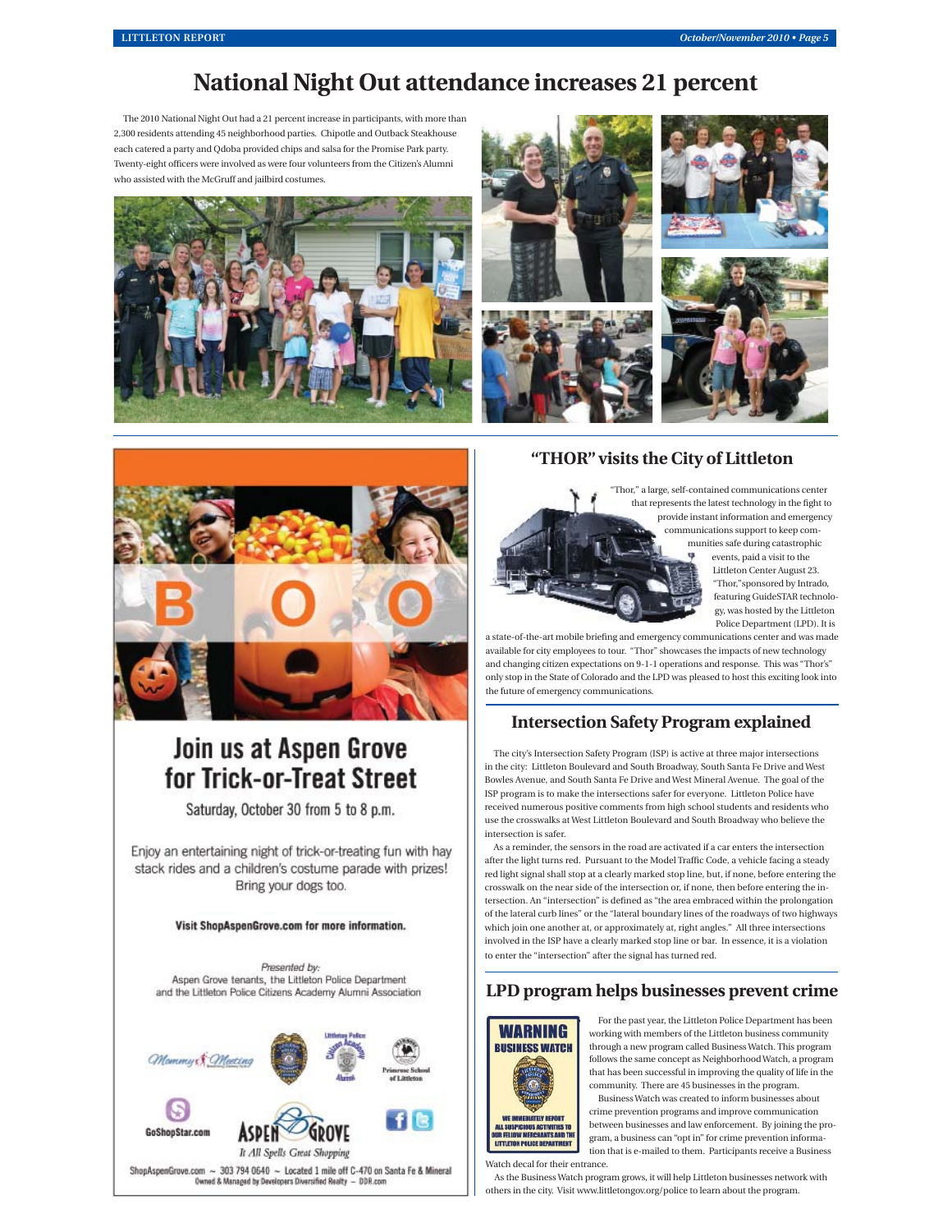# National Night Out attendance increases 21 percent

The 2010 National Night Out had a 21 percent increase in participants, with more than 2,300 residents attending 45 neighborhood parties. Chipotle and Outback Steakhouse each catered a party and Qdoba provided chips and salsa for the Promise Park party. Twenty-eight officers were involved as were four volunteers from the Citizen's Alumni who assisted with the McGruff and jailbird costumes.

## Join us at Aspen Grove for Trick-or-Treat Street

Saturday, October 30 from 5 to 8 p.m.

Enjoy an entertaining night of trick-or-treating fun with hay stack rides and a children's costume parade with prizes! Bring your dogs too.

**Visit ShopAspenGrove.com for more information.**

*Presented by:*
Aspen Grove tenants, the Littleton Police Department and the Littleton Police Citizens Academy Alumni Association

Mommy's Meeting · Littleton Police Citizen Academy Alumni · Primrose School of Littleton · GoShopStar.com

ASPEN GROVE *It All Spells Great Shopping*

ShopAspenGrove.com ~ 303 794 0640 ~ Located 1 mile off C-470 on Santa Fe & Mineral
Owned & Managed by Developers Diversified Realty – DDR.com

## "THOR" visits the City of Littleton

"Thor," a large, self-contained communications center that represents the latest technology in the fight to provide instant information and emergency communications support to keep communities safe during catastrophic events, paid a visit to the Littleton Center August 23. "Thor," sponsored by Intrado, featuring GuideSTAR technology, was hosted by the Littleton Police Department (LPD). It is a state-of-the-art mobile briefing and emergency communications center and was made available for city employees to tour. "Thor" showcases the impacts of new technology and changing citizen expectations on 9-1-1 operations and response. This was "Thor's" only stop in the State of Colorado and the LPD was pleased to host this exciting look into the future of emergency communications.

## Intersection Safety Program explained

The city's Intersection Safety Program (ISP) is active at three major intersections in the city: Littleton Boulevard and South Broadway, South Santa Fe Drive and West Bowles Avenue, and South Santa Fe Drive and West Mineral Avenue. The goal of the ISP program is to make the intersections safer for everyone. Littleton Police have received numerous positive comments from high school students and residents who use the crosswalks at West Littleton Boulevard and South Broadway who believe the intersection is safer.

As a reminder, the sensors in the road are activated if a car enters the intersection after the light turns red. Pursuant to the Model Traffic Code, a vehicle facing a steady red light signal shall stop at a clearly marked stop line, but, if none, before entering the crosswalk on the near side of the intersection or, if none, then before entering the intersection. An "intersection" is defined as "the area embraced within the prolongation of the lateral curb lines" or the "lateral boundary lines of the roadways of two highways which join one another at, or approximately at, right angles." All three intersections involved in the ISP have a clearly marked stop line or bar. In essence, it is a violation to enter the "intersection" after the signal has turned red.

## LPD program helps businesses prevent crime

WARNING BUSINESS WATCH — WE IMMEDIATELY REPORT ALL SUSPICIOUS ACTIVITIES TO OUR FELLOW MERCHANTS AND THE LITTLETON POLICE DEPARTMENT

For the past year, the Littleton Police Department has been working with members of the Littleton business community through a new program called Business Watch. This program follows the same concept as Neighborhood Watch, a program that has been successful in improving the quality of life in the community. There are 45 businesses in the program.

Business Watch was created to inform businesses about crime prevention programs and improve communication between businesses and law enforcement. By joining the program, a business can "opt in" for crime prevention information that is e-mailed to them. Participants receive a Business Watch decal for their entrance.

As the Business Watch program grows, it will help Littleton businesses network with others in the city. Visit www.littletongov.org/police to learn about the program.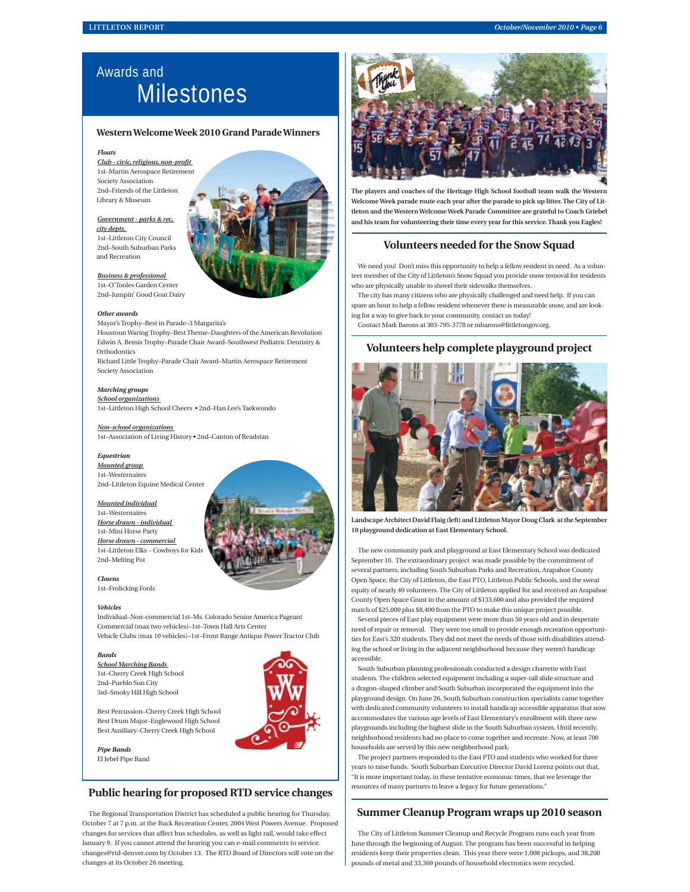# Awards and Milestones

## Western Welcome Week 2010 Grand Parade Winners

***Floats***

*Club - civic, religious, non-profit*
1st–Martin Aerospace Retirement Society Association
2nd–Friends of the Littleton Library & Museum

*Government - parks & rec, city depts.*
1st–Littleton City Council
2nd–South Suburban Parks and Recreation

*Business & professional*
1st–O'Tooles Garden Center
2nd–Jumpin' Good Goat Dairy

***Other awards***
Mayor's Trophy–Best in Parade–3 Margarita's
Houstoun Waring Trophy–Best Theme–Daughters of the American Revolution
Edwin A. Bemis Trophy–Parade Chair Award–Southwest Pediatric Dentistry & Orthodontics
Richard Little Trophy–Parade Chair Award–Martin Aerospace Retirement Society Association

***Marching groups***
*School organizations*
1st–Littleton High School Cheers • 2nd–Han Lee's Taekwondo

*Non-school organizations*
1st–Association of Living History • 2nd–Canton of Readstan

***Equestrian***
*Mounted group*
1st–Westernaires
2nd–Littleton Equine Medical Center

*Mounted individual*
1st–Westernaires
*Horse drawn - individual*
1st–Mini Horse Party
*Horse drawn - commercial*
1st–Littleton Elks – Cowboys for Kids
2nd–Melting Pot

***Clowns***
1st–Frolicking Fools

***Vehicles***
Individual–Non-commercial 1st–Ms. Colorado Senior America Pageant
Commercial (max two vehicles)–1st–Town Hall Arts Center
Vehicle Clubs (max 10 vehicles)–1st–Front Range Antique Power Tractor Club

***Bands***
*School Marching Bands*
1st–Cherry Creek High School
2nd–Pueblo Sun City
3rd–Smoky Hill High School

Best Percussion–Cherry Creek High School
Best Drum Major–Englewood High School
Best Auxiliary–Cherry Creek High School

***Pipe Bands***
El Jebel Pipe Band

## Public hearing for proposed RTD service changes

The Regional Transportation District has scheduled a public hearing for Thursday, October 7 at 7 p.m. at the Buck Recreation Center, 2004 West Powers Avenue. Proposed changes for services that affect bus schedules, as well as light rail, would take effect January 9. If you cannot attend the hearing you can e-mail comments to service.changes@rtd-denver.com by October 13. The RTD Board of Directors will vote on the changes at its October 26 meeting.

**The players and coaches of the Heritage High School football team walk the Western Welcome Week parade route each year after the parade to pick up litter. The City of Littleton and the Western Welcome Week Parade Committee are grateful to Coach Griebel and his team for volunteering their time every year for this service. Thank you Eagles!**

## Volunteers needed for the Snow Squad

We need you! Don't miss this opportunity to help a fellow resident in need. As a volunteer member of the City of Littleton's Snow Squad you provide snow removal for residents who are physically unable to shovel their sidewalks themselves.

The city has many citizens who are physically challenged and need help. If you can spare an hour to help a fellow resident whenever there is measurable snow, and are looking for a way to give back to your community, contact us today!

Contact Mark Barons at 303-795-3778 or mbarons@littletongov.org.

## Volunteers help complete playground project

**Landscape Architect David Flaig (left) and Littleton Mayor Doug Clark at the September 10 playground dedication at East Elementary School.**

The new community park and playground at East Elementary School was dedicated September 10. The extraordinary project was made possible by the commitment of several partners, including South Suburban Parks and Recreation, Arapahoe County Open Space, the City of Littleton, the East PTO, Littleton Public Schools, and the sweat equity of nearly 40 volunteers. The City of Littleton applied for and received an Arapahoe County Open Space Grant in the amount of $133,600 and also provided the required match of $25,000 plus $8,400 from the PTO to make this unique project possible.

Several pieces of East play equipment were more than 50 years old and in desperate need of repair or removal. They were too small to provide enough recreation opportunities for East's 320 students. They did not meet the needs of those with disabilities attending the school or living in the adjacent neighborhood because they weren't handicap accessible.

South Suburban planning professionals conducted a design charrette with East students. The children selected equipment including a super-tall slide structure and a dragon-shaped climber and South Suburban incorporated the equipment into the playground design. On June 26, South Suburban construction specialists came together with dedicated community volunteers to install handicap accessible apparatus that now accommodates the various age levels of East Elementary's enrollment with three new playgrounds including the highest slide in the South Suburban system. Until recently, neighborhood residents had no place to come together and recreate. Now, at least 700 households are served by this new neighborhood park.

The project partners responded to the East PTO and students who worked for three years to raise funds. South Suburban Executive Director David Lorenz points out that, "It is more important today, in these tentative economic times, that we leverage the resources of many partners to leave a legacy for future generations."

## Summer Cleanup Program wraps up 2010 season

The City of Littleton Summer Cleanup and Recycle Program runs each year from June through the beginning of August. The program has been successful in helping residents keep their properties clean. This year there were 1,008 pickups, and 38,200 pounds of metal and 33,369 pounds of household electronics were recycled.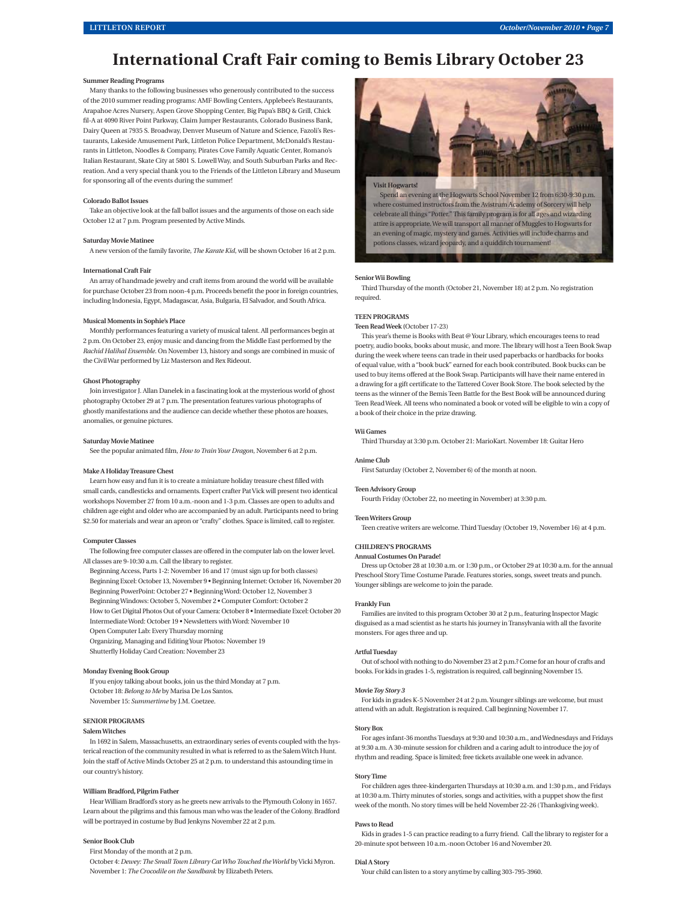# International Craft Fair coming to Bemis Library October 23

**Summer Reading Programs**

Many thanks to the following businesses who generously contributed to the success of the 2010 summer reading programs: AMF Bowling Centers, Applebee's Restaurants, Arapahoe Acres Nursery, Aspen Grove Shopping Center, Big Papa's BBQ & Grill, Chick fil-A at 4090 River Point Parkway, Claim Jumper Restaurants, Colorado Business Bank, Dairy Queen at 7935 S. Broadway, Denver Museum of Nature and Science, Fazoli's Restaurants, Lakeside Amusement Park, Littleton Police Department, McDonald's Restaurants in Littleton, Noodles & Company, Pirates Cove Family Aquatic Center, Romano's Italian Restaurant, Skate City at 5801 S. Lowell Way, and South Suburban Parks and Recreation. And a very special thank you to the Friends of the Littleton Library and Museum for sponsoring all of the events during the summer!

**Colorado Ballot Issues**

Take an objective look at the fall ballot issues and the arguments of those on each side October 12 at 7 p.m. Program presented by Active Minds.

**Saturday Movie Matinee**

A new version of the family favorite, *The Karate Kid*, will be shown October 16 at 2 p.m.

**International Craft Fair**

An array of handmade jewelry and craft items from around the world will be available for purchase October 23 from noon-4 p.m. Proceeds benefit the poor in foreign countries, including Indonesia, Egypt, Madagascar, Asia, Bulgaria, El Salvador, and South Africa.

**Musical Moments in Sophie's Place**

Monthly performances featuring a variety of musical talent. All performances begin at 2 p.m. On October 23, enjoy music and dancing from the Middle East performed by the *Rachid Halihal Ensemble*. On November 13, history and songs are combined in music of the Civil War performed by Liz Masterson and Rex Rideout.

**Ghost Photography**

Join investigator J. Allan Danelek in a fascinating look at the mysterious world of ghost photography October 29 at 7 p.m. The presentation features various photographs of ghostly manifestations and the audience can decide whether these photos are hoaxes, anomalies, or genuine pictures.

**Saturday Movie Matinee**

See the popular animated film, *How to Train Your Dragon*, November 6 at 2 p.m.

**Make A Holiday Treasure Chest**

Learn how easy and fun it is to create a miniature holiday treasure chest filled with small cards, candlesticks and ornaments. Expert crafter Pat Vick will present two identical workshops November 27 from 10 a.m.-noon and 1-3 p.m. Classes are open to adults and children age eight and older who are accompanied by an adult. Participants need to bring $2.50 for materials and wear an apron or "crafty" clothes. Space is limited, call to register.

**Computer Classes**

The following free computer classes are offered in the computer lab on the lower level. All classes are 9-10:30 a.m. Call the library to register.

Beginning Access, Parts 1-2: November 16 and 17 (must sign up for both classes)
Beginning Excel: October 13, November 9 • Beginning Internet: October 16, November 20
Beginning PowerPoint: October 27 • Beginning Word: October 12, November 3
Beginning Windows: October 5, November 2 • Computer Comfort: October 2
How to Get Digital Photos Out of your Camera: October 8 • Intermediate Excel: October 20
Intermediate Word: October 19 • Newsletters with Word: November 10
Open Computer Lab: Every Thursday morning
Organizing, Managing and Editing Your Photos: November 19
Shutterfly Holiday Card Creation: November 23

**Monday Evening Book Group**

If you enjoy talking about books, join us the third Monday at 7 p.m.
October 18: *Belong to Me* by Marisa De Los Santos.
November 15: *Summertime* by J.M. Coetzee.

**SENIOR PROGRAMS**

**Salem Witches**

In 1692 in Salem, Massachusetts, an extraordinary series of events coupled with the hysterical reaction of the community resulted in what is referred to as the Salem Witch Hunt. Join the staff of Active Minds October 25 at 2 p.m. to understand this astounding time in our country's history.

**William Bradford, Pilgrim Father**

Hear William Bradford's story as he greets new arrivals to the Plymouth Colony in 1657. Learn about the pilgrims and this famous man who was the leader of the Colony. Bradford will be portrayed in costume by Bud Jenkyns November 22 at 2 p.m.

**Senior Book Club**

First Monday of the month at 2 p.m.
October 4: *Dewey: The Small Town Library Cat Who Touched the World* by Vicki Myron.
November 1: *The Crocodile on the Sandbank* by Elizabeth Peters.

**Visit Hogwarts!**

Spend an evening at the Hogwarts School November 12 from 6:30-9:30 p.m. where costumed instructors from the Avistrum Academy of Sorcery will help celebrate all things "Potter." This family program is for all ages and wizarding attire is appropriate. We will transport all manner of Muggles to Hogwarts for an evening of magic, mystery and games. Activities will include charms and potions classes, wizard jeopardy, and a quidditch tournament!

**Senior Wii Bowling**

Third Thursday of the month (October 21, November 18) at 2 p.m. No registration required.

**TEEN PROGRAMS**

**Teen Read Week** (October 17-23)

This year's theme is Books with Beat @ Your Library, which encourages teens to read poetry, audio books, books about music, and more. The library will host a Teen Book Swap during the week where teens can trade in their used paperbacks or hardbacks for books of equal value, with a "book buck" earned for each book contributed. Book bucks can be used to buy items offered at the Book Swap. Participants will have their name entered in a drawing for a gift certificate to the Tattered Cover Book Store. The book selected by the teens as the winner of the Bemis Teen Battle for the Best Book will be announced during Teen Read Week. All teens who nominated a book or voted will be eligible to win a copy of a book of their choice in the prize drawing.

**Wii Games**

Third Thursday at 3:30 p.m. October 21: MarioKart. November 18: Guitar Hero

**Anime Club**

First Saturday (October 2, November 6) of the month at noon.

**Teen Advisory Group**

Fourth Friday (October 22, no meeting in November) at 3:30 p.m.

**Teen Writers Group**

Teen creative writers are welcome. Third Tuesday (October 19, November 16) at 4 p.m.

**CHILDREN'S PROGRAMS**

**Annual Costumes On Parade!**

Dress up October 28 at 10:30 a.m. or 1:30 p.m., or October 29 at 10:30 a.m. for the annual Preschool Story Time Costume Parade. Features stories, songs, sweet treats and punch. Younger siblings are welcome to join the parade.

**Frankly Fun**

Families are invited to this program October 30 at 2 p.m., featuring Inspector Magic disguised as a mad scientist as he starts his journey in Transylvania with all the favorite monsters. For ages three and up.

**Artful Tuesday**

Out of school with nothing to do November 23 at 2 p.m.? Come for an hour of crafts and books. For kids in grades 1-5, registration is required, call beginning November 15.

**Movie *Toy Story 3***

For kids in grades K-5 November 24 at 2 p.m. Younger siblings are welcome, but must attend with an adult. Registration is required. Call beginning November 17.

**Story Box**

For ages infant-36 months Tuesdays at 9:30 and 10:30 a.m., and Wednesdays and Fridays at 9:30 a.m. A 30-minute session for children and a caring adult to introduce the joy of rhythm and reading. Space is limited; free tickets available one week in advance.

**Story Time**

For children ages three-kindergarten Thursdays at 10:30 a.m. and 1:30 p.m., and Fridays at 10:30 a.m. Thirty minutes of stories, songs and activities, with a puppet show the first week of the month. No story times will be held November 22-26 (Thanksgiving week).

**Paws to Read**

Kids in grades 1-5 can practice reading to a furry friend. Call the library to register for a 20-minute spot between 10 a.m.-noon October 16 and November 20.

**Dial A Story**

Your child can listen to a story anytime by calling 303-795-3960.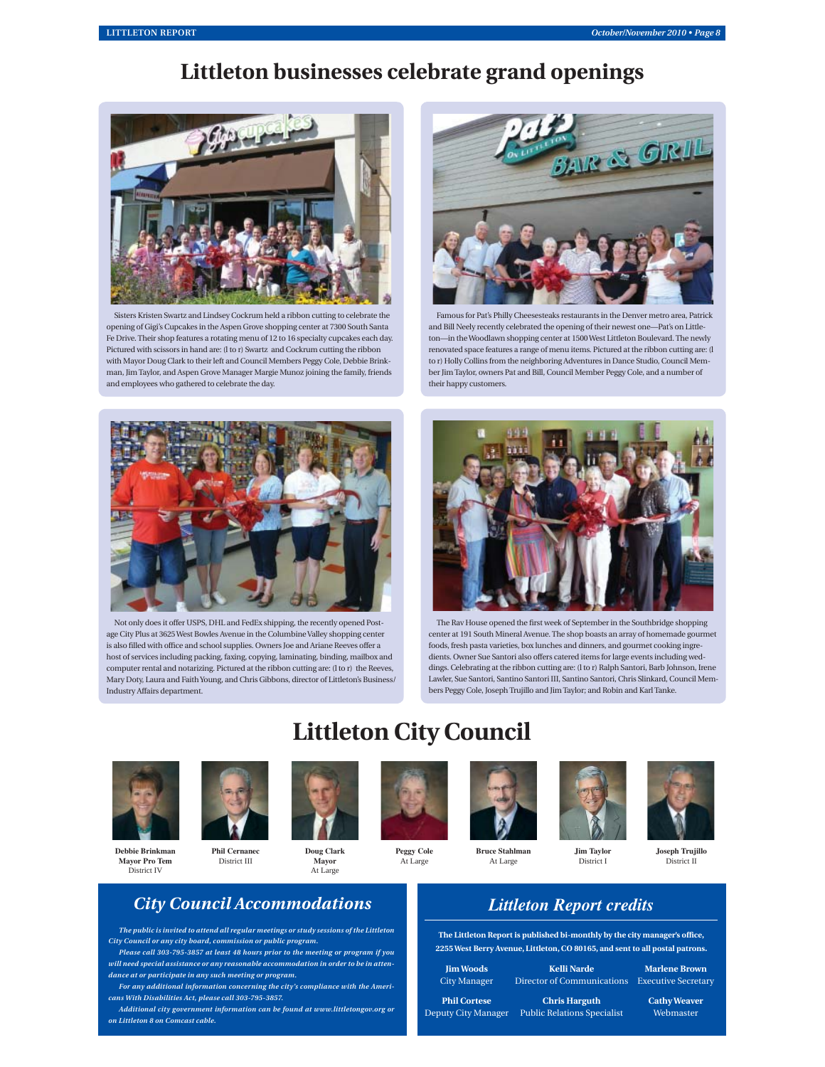# Littleton businesses celebrate grand openings

Sisters Kristen Swartz and Lindsey Cockrum held a ribbon cutting to celebrate the opening of Gigi's Cupcakes in the Aspen Grove shopping center at 7300 South Santa Fe Drive. Their shop features a rotating menu of 12 to 16 specialty cupcakes each day. Pictured with scissors in hand are: (l to r) Swartz and Cockrum cutting the ribbon with Mayor Doug Clark to their left and Council Members Peggy Cole, Debbie Brinkman, Jim Taylor, and Aspen Grove Manager Margie Munoz joining the family, friends and employees who gathered to celebrate the day.

Famous for Pat's Philly Cheesesteaks restaurants in the Denver metro area, Patrick and Bill Neely recently celebrated the opening of their newest one—Pat's on Littleton—in the Woodlawn shopping center at 1500 West Littleton Boulevard. The newly renovated space features a range of menu items. Pictured at the ribbon cutting are: (l to r) Holly Collins from the neighboring Adventures in Dance Studio, Council Member Jim Taylor, owners Pat and Bill, Council Member Peggy Cole, and a number of their happy customers.

Not only does it offer USPS, DHL and FedEx shipping, the recently opened Postage City Plus at 3625 West Bowles Avenue in the Columbine Valley shopping center is also filled with office and school supplies. Owners Joe and Ariane Reeves offer a host of services including packing, faxing, copying, laminating, binding, mailbox and computer rental and notarizing. Pictured at the ribbon cutting are: (l to r) the Reeves, Mary Doty, Laura and Faith Young, and Chris Gibbons, director of Littleton's Business/Industry Affairs department.

The Rav House opened the first week of September in the Southbridge shopping center at 191 South Mineral Avenue. The shop boasts an array of homemade gourmet foods, fresh pasta varieties, box lunches and dinners, and gourmet cooking ingredients. Owner Sue Santori also offers catered items for large events including weddings. Celebrating at the ribbon cutting are: (l to r) Ralph Santori, Barb Johnson, Irene Lawler, Sue Santori, Santino Santori III, Santino Santori, Chris Slinkard, Council Members Peggy Cole, Joseph Trujillo and Jim Taylor; and Robin and Karl Tanke.

# Littleton City Council

**Debbie Brinkman**
**Mayor Pro Tem**
District IV

**Phil Cernanec**
District III

**Doug Clark**
**Mayor**
At Large

**Peggy Cole**
At Large

**Bruce Stahlman**
At Large

**Jim Taylor**
District I

**Joseph Trujillo**
District II

## *City Council Accommodations*

***The public is invited to attend all regular meetings or study sessions of the Littleton City Council or any city board, commission or public program.***

***Please call 303-795-3857 at least 48 hours prior to the meeting or program if you will need special assistance or any reasonable accommodation in order to be in attendance at or participate in any such meeting or program.***

***For any additional information concerning the city's compliance with the Americans With Disabilities Act, please call 303-795-3857.***

***Additional city government information can be found at www.littletongov.org or on Littleton 8 on Comcast cable.***

## *Littleton Report credits*

**The Littleton Report is published bi-monthly by the city manager's office, 2255 West Berry Avenue, Littleton, CO 80165, and sent to all postal patrons.**

**Jim Woods**
City Manager

**Kelli Narde**
Director of Communications

**Marlene Brown**
Executive Secretary

**Phil Cortese**
Deputy City Manager

**Chris Harguth**
Public Relations Specialist

**Cathy Weaver**
Webmaster